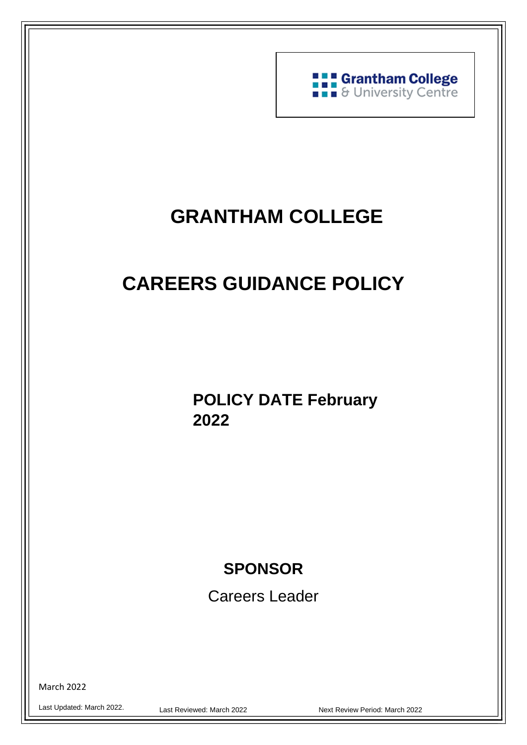Grantham College & University Centre

# GRANTHAM COLLEGE

# CAREERS GUIDANCE POLICY

**POLICY DATE February 2022**

**SPONSOR**

Careers Leader

March 2022

Last Updated: March 2022. Last Reviewed: March 2022 Next Review Period: March 2022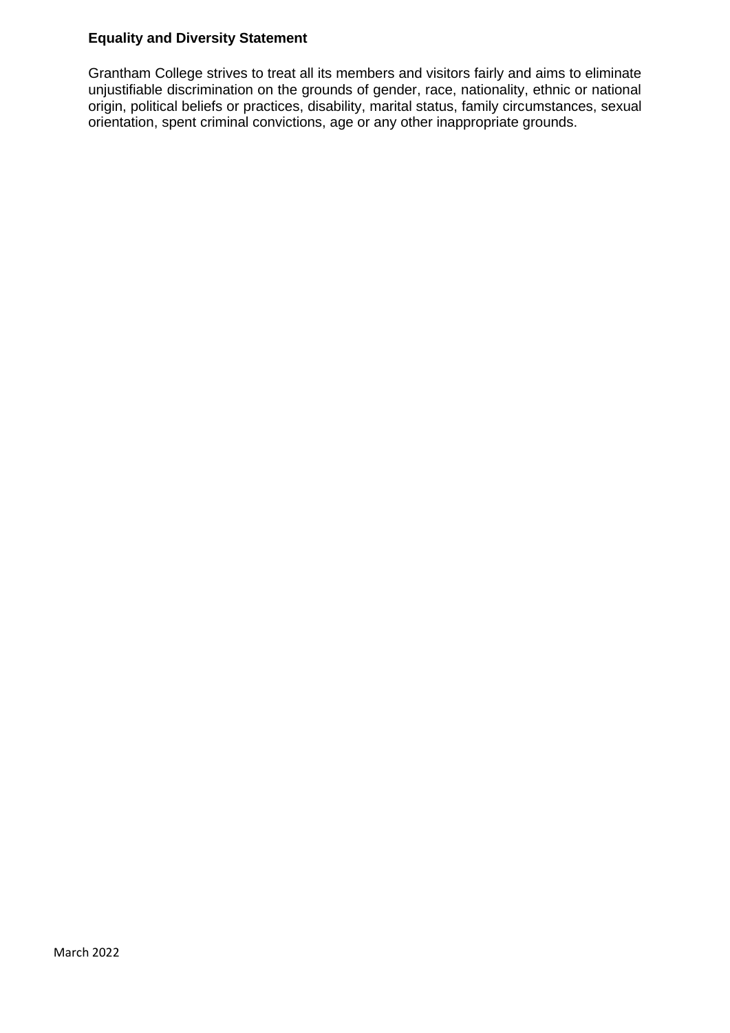**Equality and Diversity Statement**

Grantham College strives to treat all its members and visitors fairly and aims to eliminate unjustifiable discrimination on the grounds of gender, race, nationality, ethnic or national origin, political beliefs or practices, disability, marital status, family circumstances, sexual orientation, spent criminal convictions, age or any other inappropriate grounds.

March 2022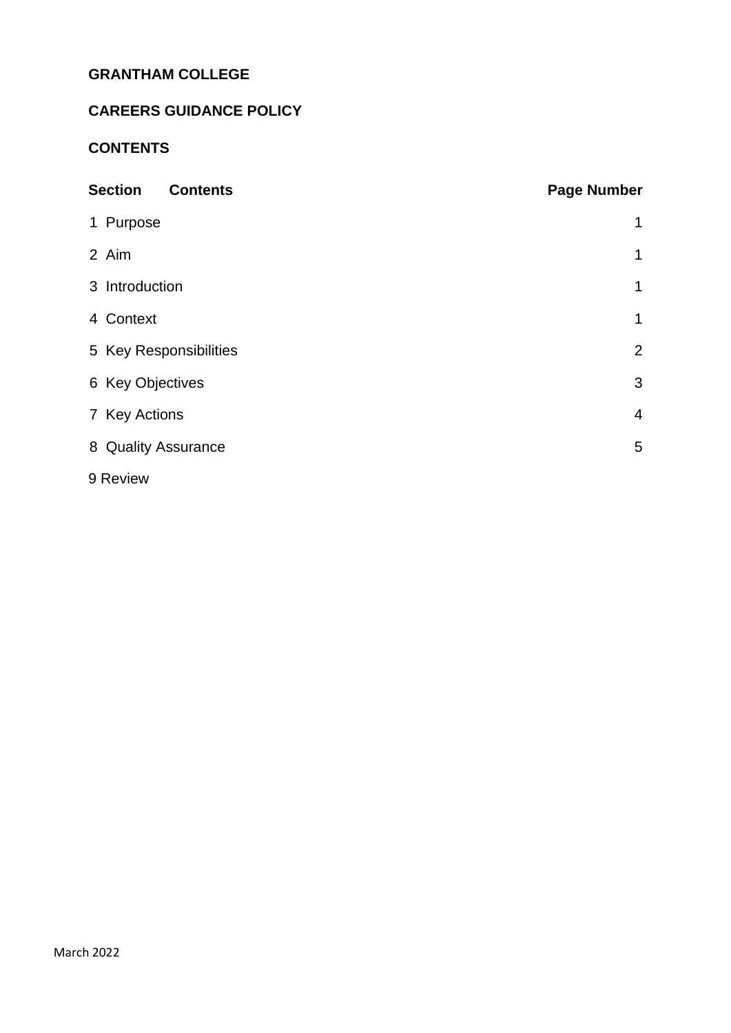**GRANTHAM COLLEGE**

**CAREERS GUIDANCE POLICY**

**CONTENTS**

| **Section** | **Contents** | **Page Number** |
| --- | --- | --- |
| 1 | Purpose | 1 |
| 2 | Aim | 1 |
| 3 | Introduction | 1 |
| 4 | Context | 1 |
| 5 | Key Responsibilities | 2 |
| 6 | Key Objectives | 3 |
| 7 | Key Actions | 4 |
| 8 | Quality Assurance | 5 |
| 9 | Review | |

March 2022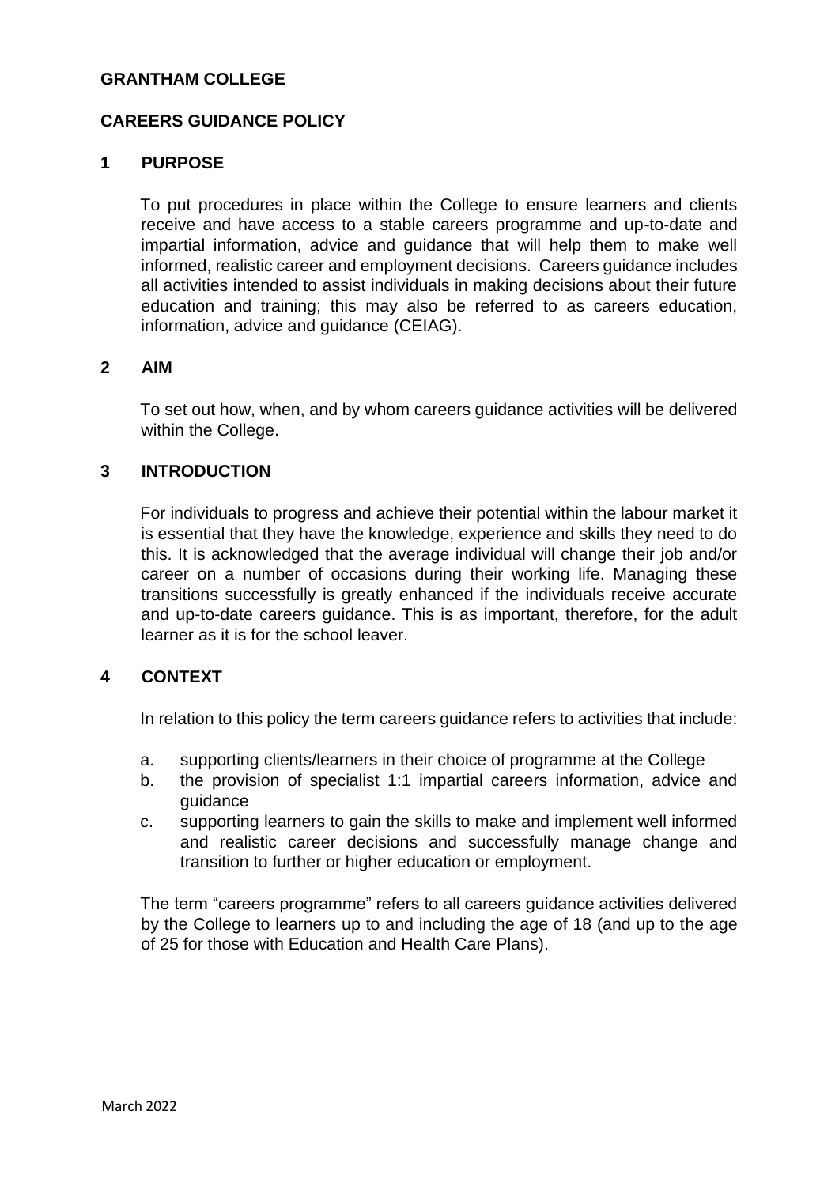**GRANTHAM COLLEGE**

**CAREERS GUIDANCE POLICY**

## 1 PURPOSE

To put procedures in place within the College to ensure learners and clients receive and have access to a stable careers programme and up-to-date and impartial information, advice and guidance that will help them to make well informed, realistic career and employment decisions. Careers guidance includes all activities intended to assist individuals in making decisions about their future education and training; this may also be referred to as careers education, information, advice and guidance (CEIAG).

## 2 AIM

To set out how, when, and by whom careers guidance activities will be delivered within the College.

## 3 INTRODUCTION

For individuals to progress and achieve their potential within the labour market it is essential that they have the knowledge, experience and skills they need to do this. It is acknowledged that the average individual will change their job and/or career on a number of occasions during their working life. Managing these transitions successfully is greatly enhanced if the individuals receive accurate and up-to-date careers guidance. This is as important, therefore, for the adult learner as it is for the school leaver.

## 4 CONTEXT

In relation to this policy the term careers guidance refers to activities that include:

a. supporting clients/learners in their choice of programme at the College
b. the provision of specialist 1:1 impartial careers information, advice and guidance
c. supporting learners to gain the skills to make and implement well informed and realistic career decisions and successfully manage change and transition to further or higher education or employment.

The term "careers programme" refers to all careers guidance activities delivered by the College to learners up to and including the age of 18 (and up to the age of 25 for those with Education and Health Care Plans).

March 2022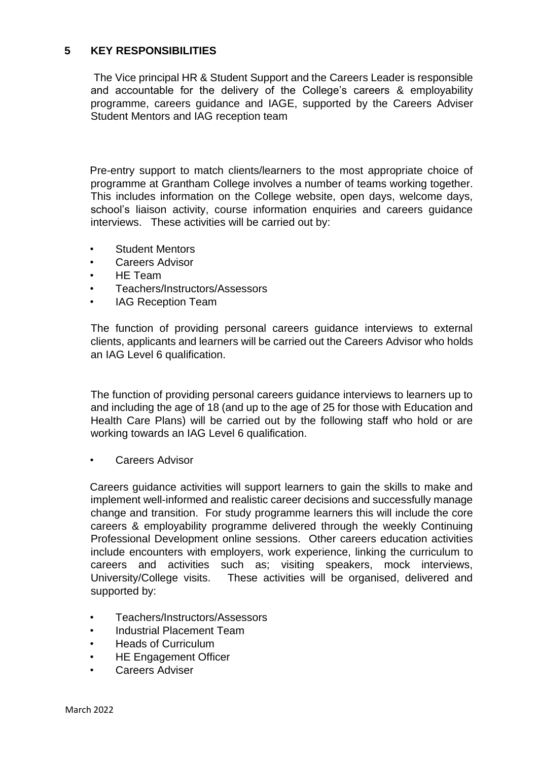## 5 KEY RESPONSIBILITIES

The Vice principal HR & Student Support and the Careers Leader is responsible and accountable for the delivery of the College's careers & employability programme, careers guidance and IAGE, supported by the Careers Adviser Student Mentors and IAG reception team

Pre-entry support to match clients/learners to the most appropriate choice of programme at Grantham College involves a number of teams working together. This includes information on the College website, open days, welcome days, school's liaison activity, course information enquiries and careers guidance interviews. These activities will be carried out by:

- Student Mentors
- Careers Advisor
- HE Team
- Teachers/Instructors/Assessors
- IAG Reception Team

The function of providing personal careers guidance interviews to external clients, applicants and learners will be carried out the Careers Advisor who holds an IAG Level 6 qualification.

The function of providing personal careers guidance interviews to learners up to and including the age of 18 (and up to the age of 25 for those with Education and Health Care Plans) will be carried out by the following staff who hold or are working towards an IAG Level 6 qualification.

- Careers Advisor

Careers guidance activities will support learners to gain the skills to make and implement well-informed and realistic career decisions and successfully manage change and transition. For study programme learners this will include the core careers & employability programme delivered through the weekly Continuing Professional Development online sessions. Other careers education activities include encounters with employers, work experience, linking the curriculum to careers and activities such as; visiting speakers, mock interviews, University/College visits. These activities will be organised, delivered and supported by:

- Teachers/Instructors/Assessors
- Industrial Placement Team
- Heads of Curriculum
- HE Engagement Officer
- Careers Adviser

March 2022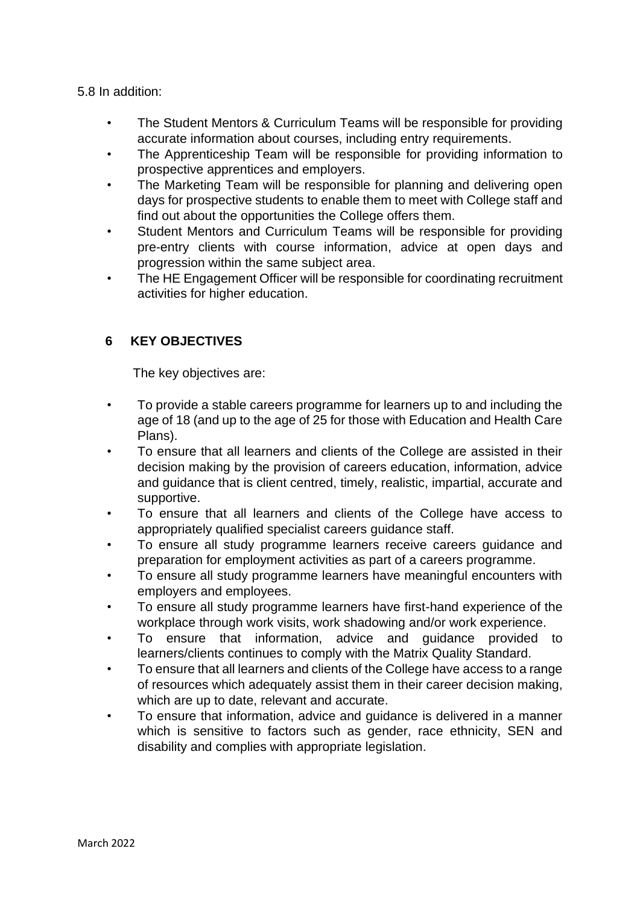5.8 In addition:

- The Student Mentors & Curriculum Teams will be responsible for providing accurate information about courses, including entry requirements.
- The Apprenticeship Team will be responsible for providing information to prospective apprentices and employers.
- The Marketing Team will be responsible for planning and delivering open days for prospective students to enable them to meet with College staff and find out about the opportunities the College offers them.
- Student Mentors and Curriculum Teams will be responsible for providing pre-entry clients with course information, advice at open days and progression within the same subject area.
- The HE Engagement Officer will be responsible for coordinating recruitment activities for higher education.

## 6 KEY OBJECTIVES

The key objectives are:

- To provide a stable careers programme for learners up to and including the age of 18 (and up to the age of 25 for those with Education and Health Care Plans).
- To ensure that all learners and clients of the College are assisted in their decision making by the provision of careers education, information, advice and guidance that is client centred, timely, realistic, impartial, accurate and supportive.
- To ensure that all learners and clients of the College have access to appropriately qualified specialist careers guidance staff.
- To ensure all study programme learners receive careers guidance and preparation for employment activities as part of a careers programme.
- To ensure all study programme learners have meaningful encounters with employers and employees.
- To ensure all study programme learners have first-hand experience of the workplace through work visits, work shadowing and/or work experience.
- To ensure that information, advice and guidance provided to learners/clients continues to comply with the Matrix Quality Standard.
- To ensure that all learners and clients of the College have access to a range of resources which adequately assist them in their career decision making, which are up to date, relevant and accurate.
- To ensure that information, advice and guidance is delivered in a manner which is sensitive to factors such as gender, race ethnicity, SEN and disability and complies with appropriate legislation.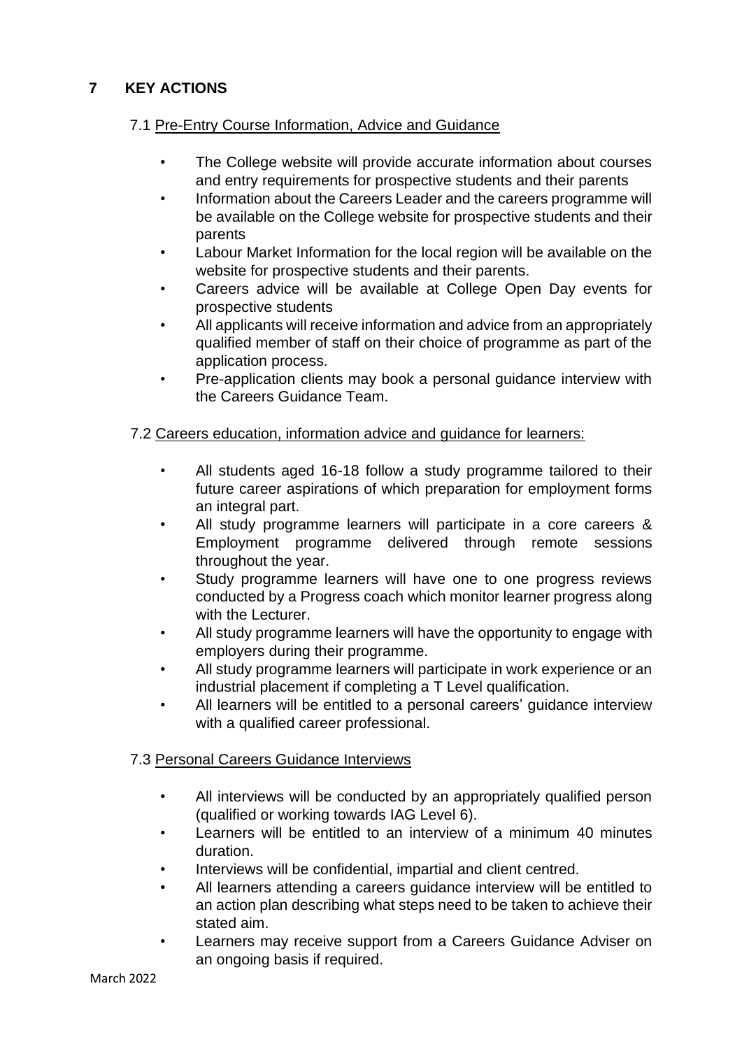## 7 KEY ACTIONS

### 7.1 Pre-Entry Course Information, Advice and Guidance

- The College website will provide accurate information about courses and entry requirements for prospective students and their parents
- Information about the Careers Leader and the careers programme will be available on the College website for prospective students and their parents
- Labour Market Information for the local region will be available on the website for prospective students and their parents.
- Careers advice will be available at College Open Day events for prospective students
- All applicants will receive information and advice from an appropriately qualified member of staff on their choice of programme as part of the application process.
- Pre-application clients may book a personal guidance interview with the Careers Guidance Team.

### 7.2 Careers education, information advice and guidance for learners:

- All students aged 16-18 follow a study programme tailored to their future career aspirations of which preparation for employment forms an integral part.
- All study programme learners will participate in a core careers & Employment programme delivered through remote sessions throughout the year.
- Study programme learners will have one to one progress reviews conducted by a Progress coach which monitor learner progress along with the Lecturer.
- All study programme learners will have the opportunity to engage with employers during their programme.
- All study programme learners will participate in work experience or an industrial placement if completing a T Level qualification.
- All learners will be entitled to a personal careers' guidance interview with a qualified career professional.

### 7.3 Personal Careers Guidance Interviews

- All interviews will be conducted by an appropriately qualified person (qualified or working towards IAG Level 6).
- Learners will be entitled to an interview of a minimum 40 minutes duration.
- Interviews will be confidential, impartial and client centred.
- All learners attending a careers guidance interview will be entitled to an action plan describing what steps need to be taken to achieve their stated aim.
- Learners may receive support from a Careers Guidance Adviser on an ongoing basis if required.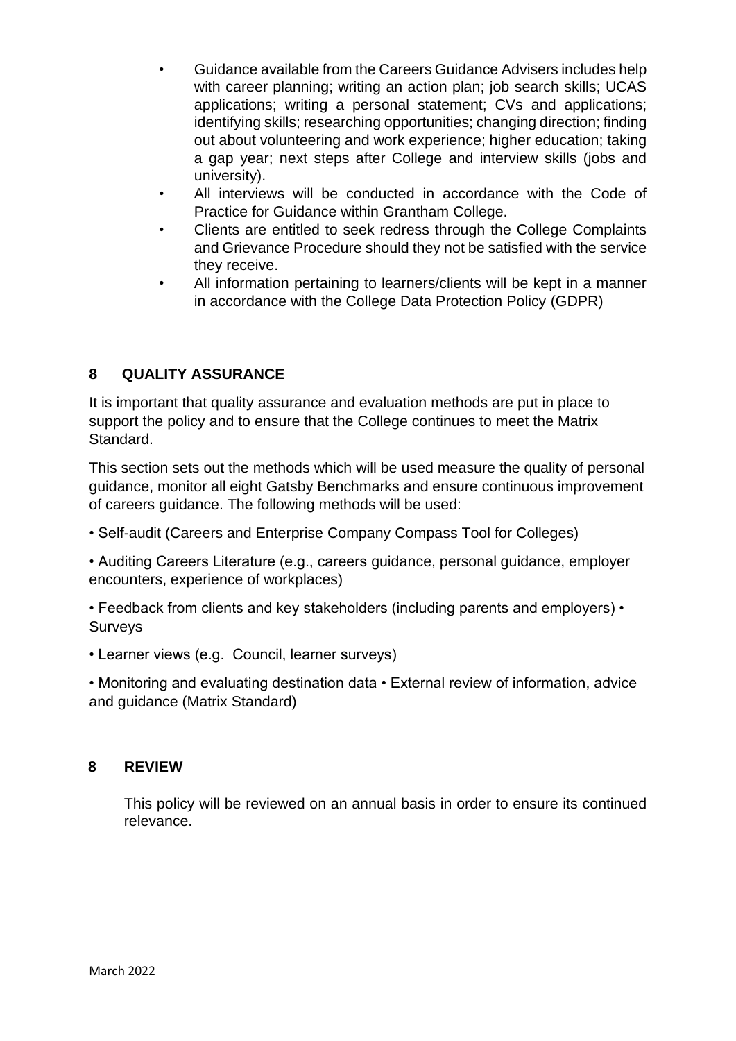- Guidance available from the Careers Guidance Advisers includes help with career planning; writing an action plan; job search skills; UCAS applications; writing a personal statement; CVs and applications; identifying skills; researching opportunities; changing direction; finding out about volunteering and work experience; higher education; taking a gap year; next steps after College and interview skills (jobs and university).
- All interviews will be conducted in accordance with the Code of Practice for Guidance within Grantham College.
- Clients are entitled to seek redress through the College Complaints and Grievance Procedure should they not be satisfied with the service they receive.
- All information pertaining to learners/clients will be kept in a manner in accordance with the College Data Protection Policy (GDPR)

## 8 QUALITY ASSURANCE

It is important that quality assurance and evaluation methods are put in place to support the policy and to ensure that the College continues to meet the Matrix Standard.

This section sets out the methods which will be used measure the quality of personal guidance, monitor all eight Gatsby Benchmarks and ensure continuous improvement of careers guidance. The following methods will be used:

• Self-audit (Careers and Enterprise Company Compass Tool for Colleges)

• Auditing Careers Literature (e.g., careers guidance, personal guidance, employer encounters, experience of workplaces)

• Feedback from clients and key stakeholders (including parents and employers) • Surveys

• Learner views (e.g. Council, learner surveys)

• Monitoring and evaluating destination data • External review of information, advice and guidance (Matrix Standard)

## 8 REVIEW

This policy will be reviewed on an annual basis in order to ensure its continued relevance.

March 2022